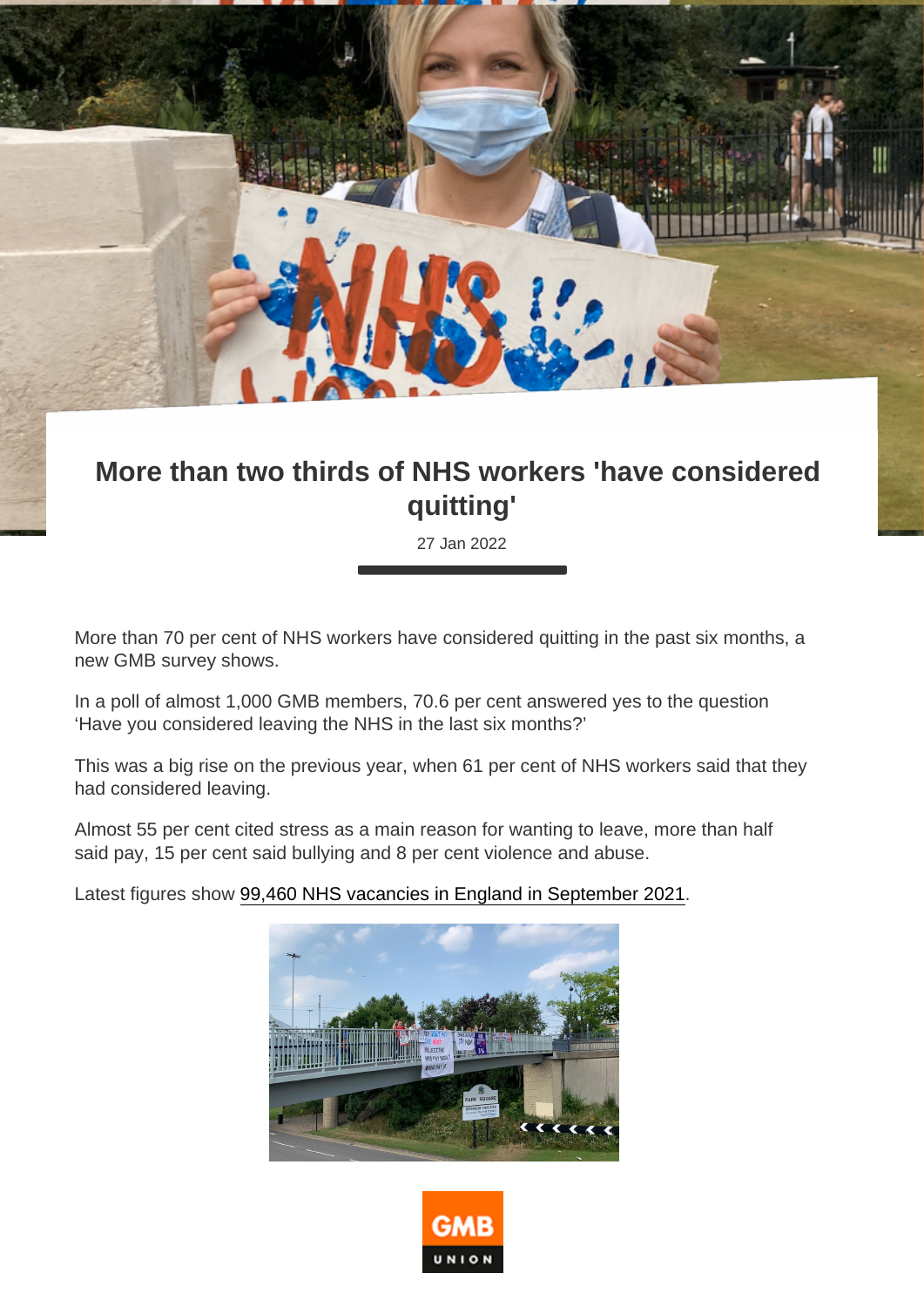# More than two thirds of NHS workers 'have considered quitting'

27 Jan 2022

More than 70 per cent of NHS workers have considered quitting in the past six months, a new GMB survey shows.

In a poll of almost 1,000 GMB members, 70.6 per cent answered yes to the question 'Have you considered leaving the NHS in the last six months?'

This was a big rise on the previous year, when 61 per cent of NHS workers said that they had considered leaving.

Almost 55 per cent cited stress as a main reason for wanting to leave, more than half said pay, 15 per cent said bullying and 8 per cent violence and abuse.

Latest figures show 99,460 NHS vacancies in England in September 2021.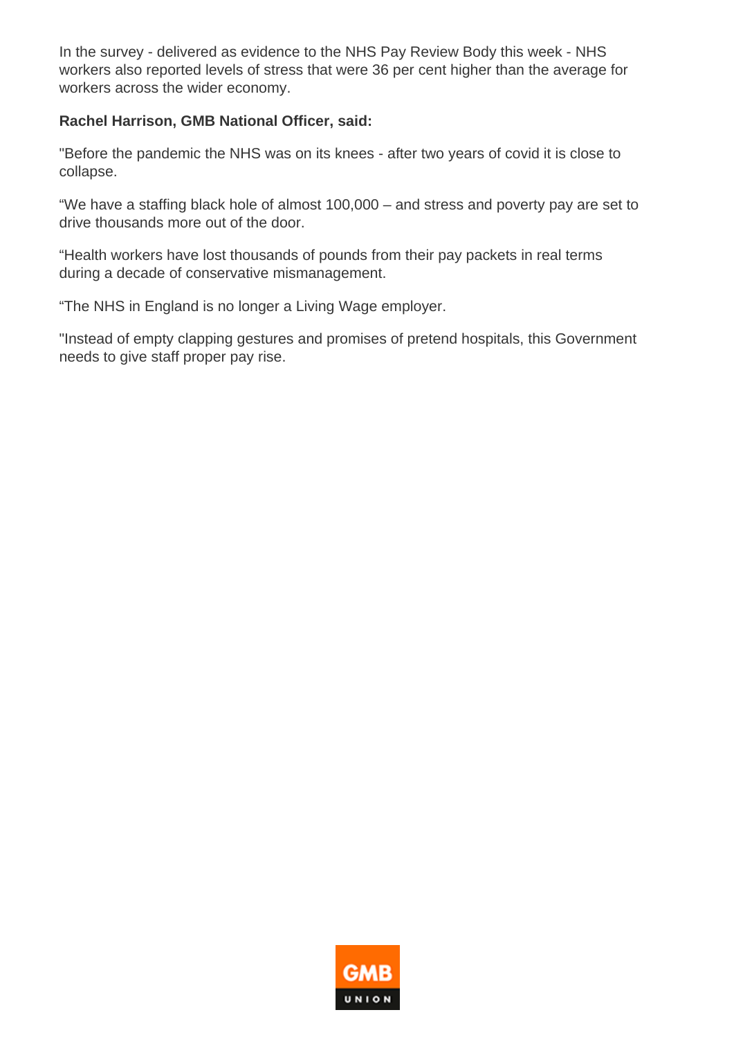In the survey - delivered as evidence to the NHS Pay Review Body this week - NHS workers also reported levels of stress that were 36 per cent higher than the average for workers across the wider economy.

**Rachel Harrison, GMB National Officer, said:**

"Before the pandemic the NHS was on its knees - after two years of covid it is close to collapse.

“We have a staffing black hole of almost 100,000 – and stress and poverty pay are set to drive thousands more out of the door.

“Health workers have lost thousands of pounds from their pay packets in real terms during a decade of conservative mismanagement.

“The NHS in England is no longer a Living Wage employer.

"Instead of empty clapping gestures and promises of pretend hospitals, this Government needs to give staff proper pay rise.